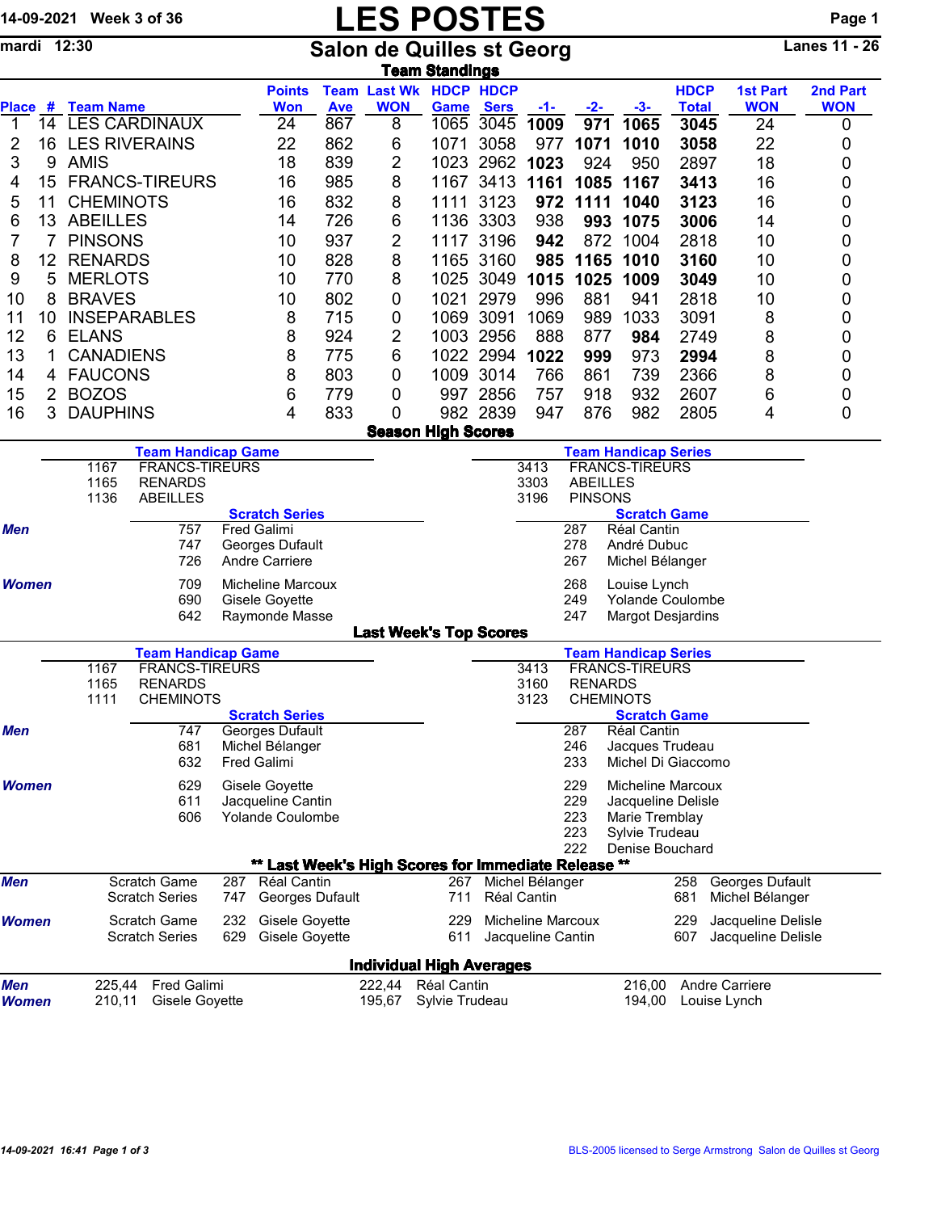14-09-2021 Week 3 of 36

# LES POSTES

mardi 12:30

## Salon de Quilles st Georg

Lanes 11 - 26

### Team Standings

| Place | # | Team Name | Points Won | Team Ave | Last Wk WON | HDCP Game | HDCP Sers | -1- | -2- | -3- | HDCP Total | 1st Part WON | 2nd Part WON |
|---|---|---|---|---|---|---|---|---|---|---|---|---|---|
| 1 | 14 | LES CARDINAUX | 24 | 867 | 8 | 1065 | 3045 | **1009** | **971** | **1065** | **3045** | 24 | 0 |
| 2 | 16 | LES RIVERAINS | 22 | 862 | 6 | 1071 | 3058 | 977 | **1071** | **1010** | **3058** | 22 | 0 |
| 3 | 9 | AMIS | 18 | 839 | 2 | 1023 | 2962 | **1023** | 924 | 950 | 2897 | 18 | 0 |
| 4 | 15 | FRANCS-TIREURS | 16 | 985 | 8 | 1167 | 3413 | **1161** | **1085** | **1167** | **3413** | 16 | 0 |
| 5 | 11 | CHEMINOTS | 16 | 832 | 8 | 1111 | 3123 | **972** | **1111** | **1040** | **3123** | 16 | 0 |
| 6 | 13 | ABEILLES | 14 | 726 | 6 | 1136 | 3303 | 938 | **993** | **1075** | **3006** | 14 | 0 |
| 7 | 7 | PINSONS | 10 | 937 | 2 | 1117 | 3196 | **942** | 872 | 1004 | 2818 | 10 | 0 |
| 8 | 12 | RENARDS | 10 | 828 | 8 | 1165 | 3160 | **985** | **1165** | **1010** | **3160** | 10 | 0 |
| 9 | 5 | MERLOTS | 10 | 770 | 8 | 1025 | 3049 | **1015** | **1025** | **1009** | **3049** | 10 | 0 |
| 10 | 8 | BRAVES | 10 | 802 | 0 | 1021 | 2979 | 996 | 881 | 941 | 2818 | 10 | 0 |
| 11 | 10 | INSEPARABLES | 8 | 715 | 0 | 1069 | 3091 | 1069 | 989 | 1033 | 3091 | 8 | 0 |
| 12 | 6 | ELANS | 8 | 924 | 2 | 1003 | 2956 | 888 | 877 | **984** | 2749 | 8 | 0 |
| 13 | 1 | CANADIENS | 8 | 775 | 6 | 1022 | 2994 | **1022** | **999** | 973 | **2994** | 8 | 0 |
| 14 | 4 | FAUCONS | 8 | 803 | 0 | 1009 | 3014 | 766 | 861 | 739 | 2366 | 8 | 0 |
| 15 | 2 | BOZOS | 6 | 779 | 0 | 997 | 2856 | 757 | 918 | 932 | 2607 | 6 | 0 |
| 16 | 3 | DAUPHINS | 4 | 833 | 0 | 982 | 2839 | 947 | 876 | 982 | 2805 | 4 | 0 |

### Season High Scores

**Team Handicap Game**

| | |
|---|---|
| 1167 | FRANCS-TIREURS |
| 1165 | RENARDS |
| 1136 | ABEILLES |

**Team Handicap Series**

| | |
|---|---|
| 3413 | FRANCS-TIREURS |
| 3303 | ABEILLES |
| 3196 | PINSONS |

| | Scratch Series | | Scratch Game | |
|---|---|---|---|---|
| ***Men*** | 757 | Fred Galimi | 287 | Réal Cantin |
| | 747 | Georges Dufault | 278 | André Dubuc |
| | 726 | Andre Carriere | 267 | Michel Bélanger |
| ***Women*** | 709 | Micheline Marcoux | 268 | Louise Lynch |
| | 690 | Gisele Goyette | 249 | Yolande Coulombe |
| | 642 | Raymonde Masse | 247 | Margot Desjardins |

### Last Week's Top Scores

**Team Handicap Game**

| | |
|---|---|
| 1167 | FRANCS-TIREURS |
| 1165 | RENARDS |
| 1111 | CHEMINOTS |

**Team Handicap Series**

| | |
|---|---|
| 3413 | FRANCS-TIREURS |
| 3160 | RENARDS |
| 3123 | CHEMINOTS |

| | Scratch Series | | Scratch Game | |
|---|---|---|---|---|
| ***Men*** | 747 | Georges Dufault | 287 | Réal Cantin |
| | 681 | Michel Bélanger | 246 | Jacques Trudeau |
| | 632 | Fred Galimi | 233 | Michel Di Giaccomo |
| ***Women*** | 629 | Gisele Goyette | 229 | Micheline Marcoux |
| | 611 | Jacqueline Cantin | 229 | Jacqueline Delisle |
| | 606 | Yolande Coulombe | 223 | Marie Tremblay |
| | | | 223 | Sylvie Trudeau |
| | | | 222 | Denise Bouchard |

### ** Last Week's High Scores for Immediate Release **

| | | | | | | | |
|---|---|---|---|---|---|---|---|
| ***Men*** | Scratch Game | 287 | Réal Cantin | 267 | Michel Bélanger | 258 | Georges Dufault |
| | Scratch Series | 747 | Georges Dufault | 711 | Réal Cantin | 681 | Michel Bélanger |
| ***Women*** | Scratch Game | 232 | Gisele Goyette | 229 | Micheline Marcoux | 229 | Jacqueline Delisle |
| | Scratch Series | 629 | Gisele Goyette | 611 | Jacqueline Cantin | 607 | Jacqueline Delisle |

### Individual High Averages

| | | | | | | |
|---|---|---|---|---|---|---|
| ***Men*** | 225,44 | Fred Galimi | 222,44 | Réal Cantin | 216,00 | Andre Carriere |
| ***Women*** | 210,11 | Gisele Goyette | 195,67 | Sylvie Trudeau | 194,00 | Louise Lynch |

*14-09-2021 16:41*

BLS-2005 licensed to Serge Armstrong Salon de Quilles st Georg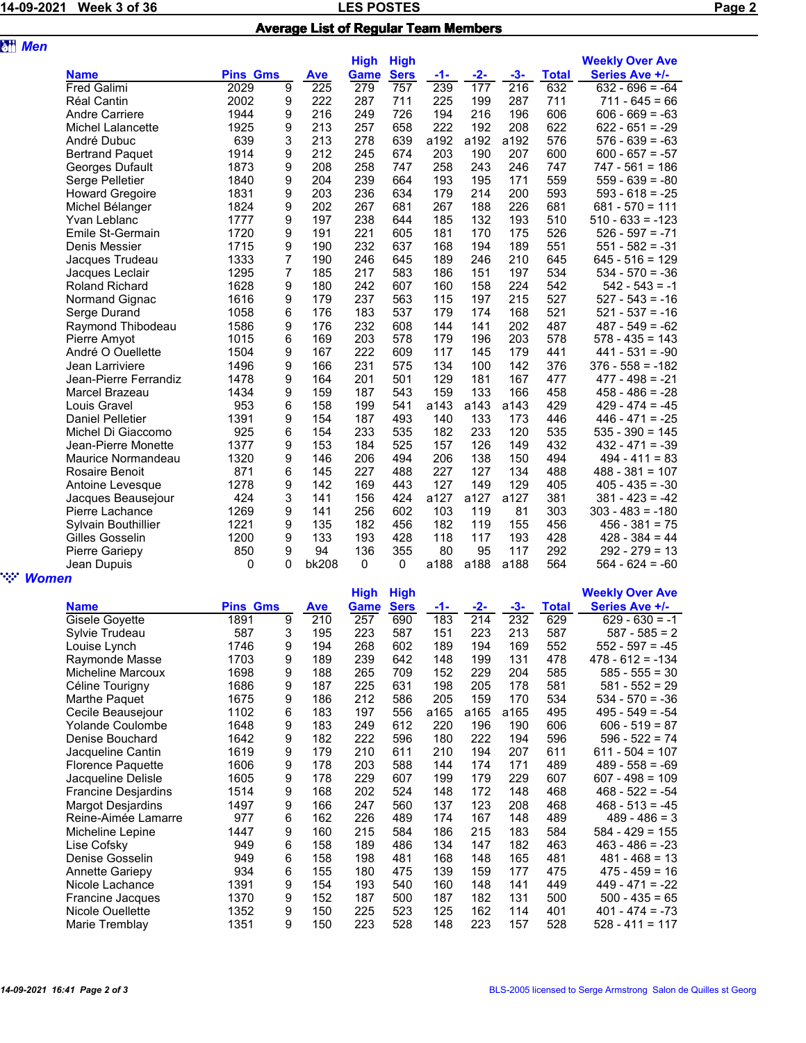## Average List of Regular Team Members

### Men

| Name | Pins | Gms | Ave | High Game | High Sers | -1- | -2- | -3- | Total | Weekly Over Ave Series Ave +/- |
|---|---|---|---|---|---|---|---|---|---|---|
| Fred Galimi | 2029 | 9 | 225 | 279 | 757 | 239 | 177 | 216 | 632 | 632 - 696 = -64 |
| Réal Cantin | 2002 | 9 | 222 | 287 | 711 | 225 | 199 | 287 | 711 | 711 - 645 = 66 |
| Andre Carriere | 1944 | 9 | 216 | 249 | 726 | 194 | 216 | 196 | 606 | 606 - 669 = -63 |
| Michel Lalancette | 1925 | 9 | 213 | 257 | 658 | 222 | 192 | 208 | 622 | 622 - 651 = -29 |
| André Dubuc | 639 | 3 | 213 | 278 | 639 | a192 | a192 | a192 | 576 | 576 - 639 = -63 |
| Bertrand Paquet | 1914 | 9 | 212 | 245 | 674 | 203 | 190 | 207 | 600 | 600 - 657 = -57 |
| Georges Dufault | 1873 | 9 | 208 | 258 | 747 | 258 | 243 | 246 | 747 | 747 - 561 = 186 |
| Serge Pelletier | 1840 | 9 | 204 | 239 | 664 | 193 | 195 | 171 | 559 | 559 - 639 = -80 |
| Howard Gregoire | 1831 | 9 | 203 | 236 | 634 | 179 | 214 | 200 | 593 | 593 - 618 = -25 |
| Michel Bélanger | 1824 | 9 | 202 | 267 | 681 | 267 | 188 | 226 | 681 | 681 - 570 = 111 |
| Yvan Leblanc | 1777 | 9 | 197 | 238 | 644 | 185 | 132 | 193 | 510 | 510 - 633 = -123 |
| Emile St-Germain | 1720 | 9 | 191 | 221 | 605 | 181 | 170 | 175 | 526 | 526 - 597 = -71 |
| Denis Messier | 1715 | 9 | 190 | 232 | 637 | 168 | 194 | 189 | 551 | 551 - 582 = -31 |
| Jacques Trudeau | 1333 | 7 | 190 | 246 | 645 | 189 | 246 | 210 | 645 | 645 - 516 = 129 |
| Jacques Leclair | 1295 | 7 | 185 | 217 | 583 | 186 | 151 | 197 | 534 | 534 - 570 = -36 |
| Roland Richard | 1628 | 9 | 180 | 242 | 607 | 160 | 158 | 224 | 542 | 542 - 543 = -1 |
| Normand Gignac | 1616 | 9 | 179 | 237 | 563 | 115 | 197 | 215 | 527 | 527 - 543 = -16 |
| Serge Durand | 1058 | 6 | 176 | 183 | 537 | 179 | 174 | 168 | 521 | 521 - 537 = -16 |
| Raymond Thibodeau | 1586 | 9 | 176 | 232 | 608 | 144 | 141 | 202 | 487 | 487 - 549 = -62 |
| Pierre Amyot | 1015 | 6 | 169 | 203 | 578 | 179 | 196 | 203 | 578 | 578 - 435 = 143 |
| André O Ouellette | 1504 | 9 | 167 | 222 | 609 | 117 | 145 | 179 | 441 | 441 - 531 = -90 |
| Jean Larriviere | 1496 | 9 | 166 | 231 | 575 | 134 | 100 | 142 | 376 | 376 - 558 = -182 |
| Jean-Pierre Ferrandiz | 1478 | 9 | 164 | 201 | 501 | 129 | 181 | 167 | 477 | 477 - 498 = -21 |
| Marcel Brazeau | 1434 | 9 | 159 | 187 | 543 | 159 | 133 | 166 | 458 | 458 - 486 = -28 |
| Louis Gravel | 953 | 6 | 158 | 199 | 541 | a143 | a143 | a143 | 429 | 429 - 474 = -45 |
| Daniel Pelletier | 1391 | 9 | 154 | 187 | 493 | 140 | 133 | 173 | 446 | 446 - 471 = -25 |
| Michel Di Giaccomo | 925 | 6 | 154 | 233 | 535 | 182 | 233 | 120 | 535 | 535 - 390 = 145 |
| Jean-Pierre Monette | 1377 | 9 | 153 | 184 | 525 | 157 | 126 | 149 | 432 | 432 - 471 = -39 |
| Maurice Normandeau | 1320 | 9 | 146 | 206 | 494 | 206 | 138 | 150 | 494 | 494 - 411 = 83 |
| Rosaire Benoit | 871 | 6 | 145 | 227 | 488 | 227 | 127 | 134 | 488 | 488 - 381 = 107 |
| Antoine Levesque | 1278 | 9 | 142 | 169 | 443 | 127 | 149 | 129 | 405 | 405 - 435 = -30 |
| Jacques Beausejour | 424 | 3 | 141 | 156 | 424 | a127 | a127 | a127 | 381 | 381 - 423 = -42 |
| Pierre Lachance | 1269 | 9 | 141 | 256 | 602 | 103 | 119 | 81 | 303 | 303 - 483 = -180 |
| Sylvain Bouthillier | 1221 | 9 | 135 | 182 | 456 | 182 | 119 | 155 | 456 | 456 - 381 = 75 |
| Gilles Gosselin | 1200 | 9 | 133 | 193 | 428 | 118 | 117 | 193 | 428 | 428 - 384 = 44 |
| Pierre Gariepy | 850 | 9 | 94 | 136 | 355 | 80 | 95 | 117 | 292 | 292 - 279 = 13 |
| Jean Dupuis | 0 | 0 | bk208 | 0 | 0 | a188 | a188 | a188 | 564 | 564 - 624 = -60 |

### Women

| Name | Pins | Gms | Ave | High Game | High Sers | -1- | -2- | -3- | Total | Weekly Over Ave Series Ave +/- |
|---|---|---|---|---|---|---|---|---|---|---|
| Gisele Goyette | 1891 | 9 | 210 | 257 | 690 | 183 | 214 | 232 | 629 | 629 - 630 = -1 |
| Sylvie Trudeau | 587 | 3 | 195 | 223 | 587 | 151 | 223 | 213 | 587 | 587 - 585 = 2 |
| Louise Lynch | 1746 | 9 | 194 | 268 | 602 | 189 | 194 | 169 | 552 | 552 - 597 = -45 |
| Raymonde Masse | 1703 | 9 | 189 | 239 | 642 | 148 | 199 | 131 | 478 | 478 - 612 = -134 |
| Micheline Marcoux | 1698 | 9 | 188 | 265 | 709 | 152 | 229 | 204 | 585 | 585 - 555 = 30 |
| Céline Tourigny | 1686 | 9 | 187 | 225 | 631 | 198 | 205 | 178 | 581 | 581 - 552 = 29 |
| Marthe Paquet | 1675 | 9 | 186 | 212 | 586 | 205 | 159 | 170 | 534 | 534 - 570 = -36 |
| Cecile Beausejour | 1102 | 6 | 183 | 197 | 556 | a165 | a165 | a165 | 495 | 495 - 549 = -54 |
| Yolande Coulombe | 1648 | 9 | 183 | 249 | 612 | 220 | 196 | 190 | 606 | 606 - 519 = 87 |
| Denise Bouchard | 1642 | 9 | 182 | 222 | 596 | 180 | 222 | 194 | 596 | 596 - 522 = 74 |
| Jacqueline Cantin | 1619 | 9 | 179 | 210 | 611 | 210 | 194 | 207 | 611 | 611 - 504 = 107 |
| Florence Paquette | 1606 | 9 | 178 | 203 | 588 | 144 | 174 | 171 | 489 | 489 - 558 = -69 |
| Jacqueline Delisle | 1605 | 9 | 178 | 229 | 607 | 199 | 179 | 229 | 607 | 607 - 498 = 109 |
| Francine Desjardins | 1514 | 9 | 168 | 202 | 524 | 148 | 172 | 148 | 468 | 468 - 522 = -54 |
| Margot Desjardins | 1497 | 9 | 166 | 247 | 560 | 137 | 123 | 208 | 468 | 468 - 513 = -45 |
| Reine-Aimée Lamarre | 977 | 6 | 162 | 226 | 489 | 174 | 167 | 148 | 489 | 489 - 486 = 3 |
| Micheline Lepine | 1447 | 9 | 160 | 215 | 584 | 186 | 215 | 183 | 584 | 584 - 429 = 155 |
| Lise Cofsky | 949 | 6 | 158 | 189 | 486 | 134 | 147 | 182 | 463 | 463 - 486 = -23 |
| Denise Gosselin | 949 | 6 | 158 | 198 | 481 | 168 | 148 | 165 | 481 | 481 - 468 = 13 |
| Annette Gariepy | 934 | 6 | 155 | 180 | 475 | 139 | 159 | 177 | 475 | 475 - 459 = 16 |
| Nicole Lachance | 1391 | 9 | 154 | 193 | 540 | 160 | 148 | 141 | 449 | 449 - 471 = -22 |
| Francine Jacques | 1370 | 9 | 152 | 187 | 500 | 187 | 182 | 131 | 500 | 500 - 435 = 65 |
| Nicole Ouellette | 1352 | 9 | 150 | 225 | 523 | 125 | 162 | 114 | 401 | 401 - 474 = -73 |
| Marie Tremblay | 1351 | 9 | 150 | 223 | 528 | 148 | 223 | 157 | 528 | 528 - 411 = 117 |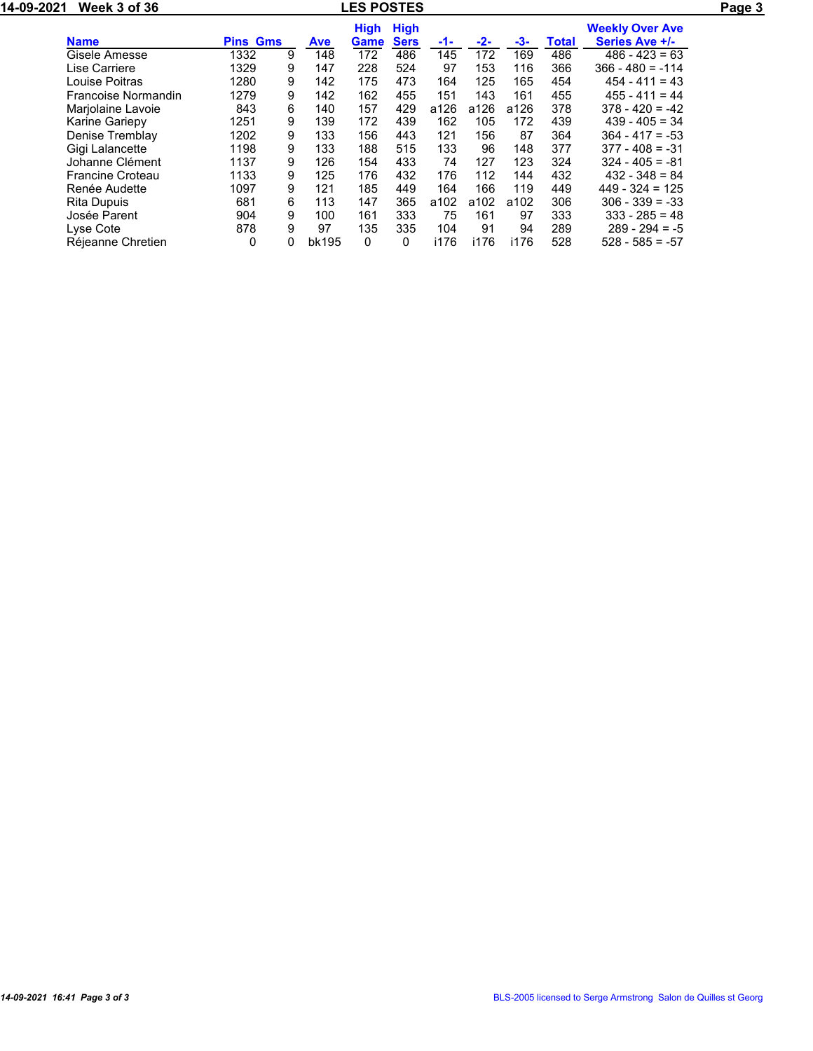# LES POSTES

14-09-2021 Week 3 of 36

| Name | Pins | Gms | Ave | High Game | High Sers | -1- | -2- | -3- | Total | Weekly Over Ave Series Ave +/- |
|---|---|---|---|---|---|---|---|---|---|---|
| Gisele Amesse | 1332 | 9 | 148 | 172 | 486 | 145 | 172 | 169 | 486 | 486 - 423 = 63 |
| Lise Carriere | 1329 | 9 | 147 | 228 | 524 | 97 | 153 | 116 | 366 | 366 - 480 = -114 |
| Louise Poitras | 1280 | 9 | 142 | 175 | 473 | 164 | 125 | 165 | 454 | 454 - 411 = 43 |
| Francoise Normandin | 1279 | 9 | 142 | 162 | 455 | 151 | 143 | 161 | 455 | 455 - 411 = 44 |
| Marjolaine Lavoie | 843 | 6 | 140 | 157 | 429 | a126 | a126 | a126 | 378 | 378 - 420 = -42 |
| Karine Gariepy | 1251 | 9 | 139 | 172 | 439 | 162 | 105 | 172 | 439 | 439 - 405 = 34 |
| Denise Tremblay | 1202 | 9 | 133 | 156 | 443 | 121 | 156 | 87 | 364 | 364 - 417 = -53 |
| Gigi Lalancette | 1198 | 9 | 133 | 188 | 515 | 133 | 96 | 148 | 377 | 377 - 408 = -31 |
| Johanne Clément | 1137 | 9 | 126 | 154 | 433 | 74 | 127 | 123 | 324 | 324 - 405 = -81 |
| Francine Croteau | 1133 | 9 | 125 | 176 | 432 | 176 | 112 | 144 | 432 | 432 - 348 = 84 |
| Renée Audette | 1097 | 9 | 121 | 185 | 449 | 164 | 166 | 119 | 449 | 449 - 324 = 125 |
| Rita Dupuis | 681 | 6 | 113 | 147 | 365 | a102 | a102 | a102 | 306 | 306 - 339 = -33 |
| Josée Parent | 904 | 9 | 100 | 161 | 333 | 75 | 161 | 97 | 333 | 333 - 285 = 48 |
| Lyse Cote | 878 | 9 | 97 | 135 | 335 | 104 | 91 | 94 | 289 | 289 - 294 = -5 |
| Réjeanne Chretien | 0 | 0 | bk195 | 0 | 0 | i176 | i176 | i176 | 528 | 528 - 585 = -57 |

14-09-2021 16:41

BLS-2005 licensed to Serge Armstrong Salon de Quilles st Georg